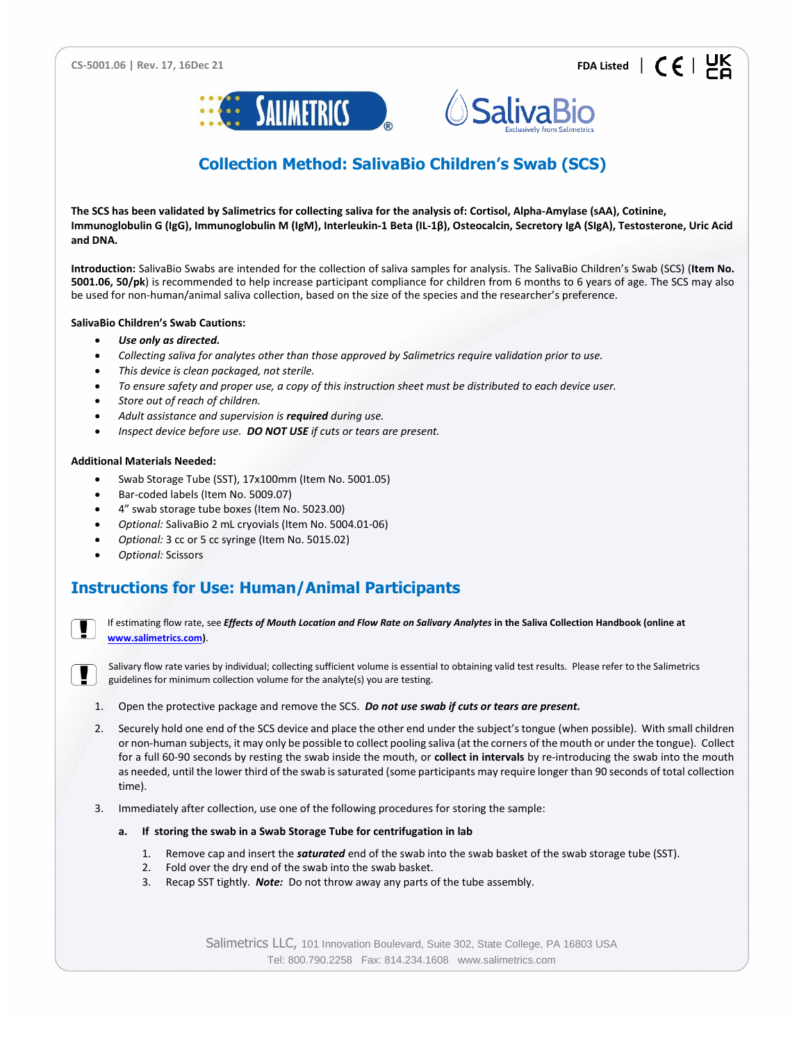CS-5001.06 | Rev. 17, 16Dec 21

FDA Listed | CE | UK CA

# Collection Method: SalivaBio Children's Swab (SCS)

**The SCS has been validated by Salimetrics for collecting saliva for the analysis of: Cortisol, Alpha-Amylase (sAA), Cotinine, Immunoglobulin G (IgG), Immunoglobulin M (IgM), Interleukin-1 Beta (IL-1β), Osteocalcin, Secretory IgA (SIgA), Testosterone, Uric Acid and DNA.**

**Introduction:** SalivaBio Swabs are intended for the collection of saliva samples for analysis. The SalivaBio Children's Swab (SCS) (**Item No. 5001.06, 50/pk**) is recommended to help increase participant compliance for children from 6 months to 6 years of age. The SCS may also be used for non-human/animal saliva collection, based on the size of the species and the researcher's preference.

**SalivaBio Children's Swab Cautions:**

- ***Use only as directed.***
- *Collecting saliva for analytes other than those approved by Salimetrics require validation prior to use.*
- *This device is clean packaged, not sterile.*
- *To ensure safety and proper use, a copy of this instruction sheet must be distributed to each device user.*
- *Store out of reach of children.*
- *Adult assistance and supervision is **required** during use.*
- *Inspect device before use. **DO NOT USE** if cuts or tears are present.*

**Additional Materials Needed:**

- Swab Storage Tube (SST), 17x100mm (Item No. 5001.05)
- Bar-coded labels (Item No. 5009.07)
- 4" swab storage tube boxes (Item No. 5023.00)
- *Optional:* SalivaBio 2 mL cryovials (Item No. 5004.01-06)
- *Optional:* 3 cc or 5 cc syringe (Item No. 5015.02)
- *Optional:* Scissors

## Instructions for Use: Human/Animal Participants

If estimating flow rate, see ***Effects of Mouth Location and Flow Rate on Salivary Analytes* in the Saliva Collection Handbook (online at [www.salimetrics.com](www.salimetrics.com)**).

Salivary flow rate varies by individual; collecting sufficient volume is essential to obtaining valid test results. Please refer to the Salimetrics guidelines for minimum collection volume for the analyte(s) you are testing.

1. Open the protective package and remove the SCS. ***Do not use swab if cuts or tears are present.***
2. Securely hold one end of the SCS device and place the other end under the subject's tongue (when possible). With small children or non-human subjects, it may only be possible to collect pooling saliva (at the corners of the mouth or under the tongue). Collect for a full 60-90 seconds by resting the swab inside the mouth, or **collect in intervals** by re-introducing the swab into the mouth as needed, until the lower third of the swab is saturated (some participants may require longer than 90 seconds of total collection time).
3. Immediately after collection, use one of the following procedures for storing the sample:

   **a. If storing the swab in a Swab Storage Tube for centrifugation in lab**

   1. Remove cap and insert the ***saturated*** end of the swab into the swab basket of the swab storage tube (SST).
   2. Fold over the dry end of the swab into the swab basket.
   3. Recap SST tightly. ***Note:*** Do not throw away any parts of the tube assembly.

Salimetrics LLC, 101 Innovation Boulevard, Suite 302, State College, PA 16803 USA
Tel: 800.790.2258 Fax: 814.234.1608 www.salimetrics.com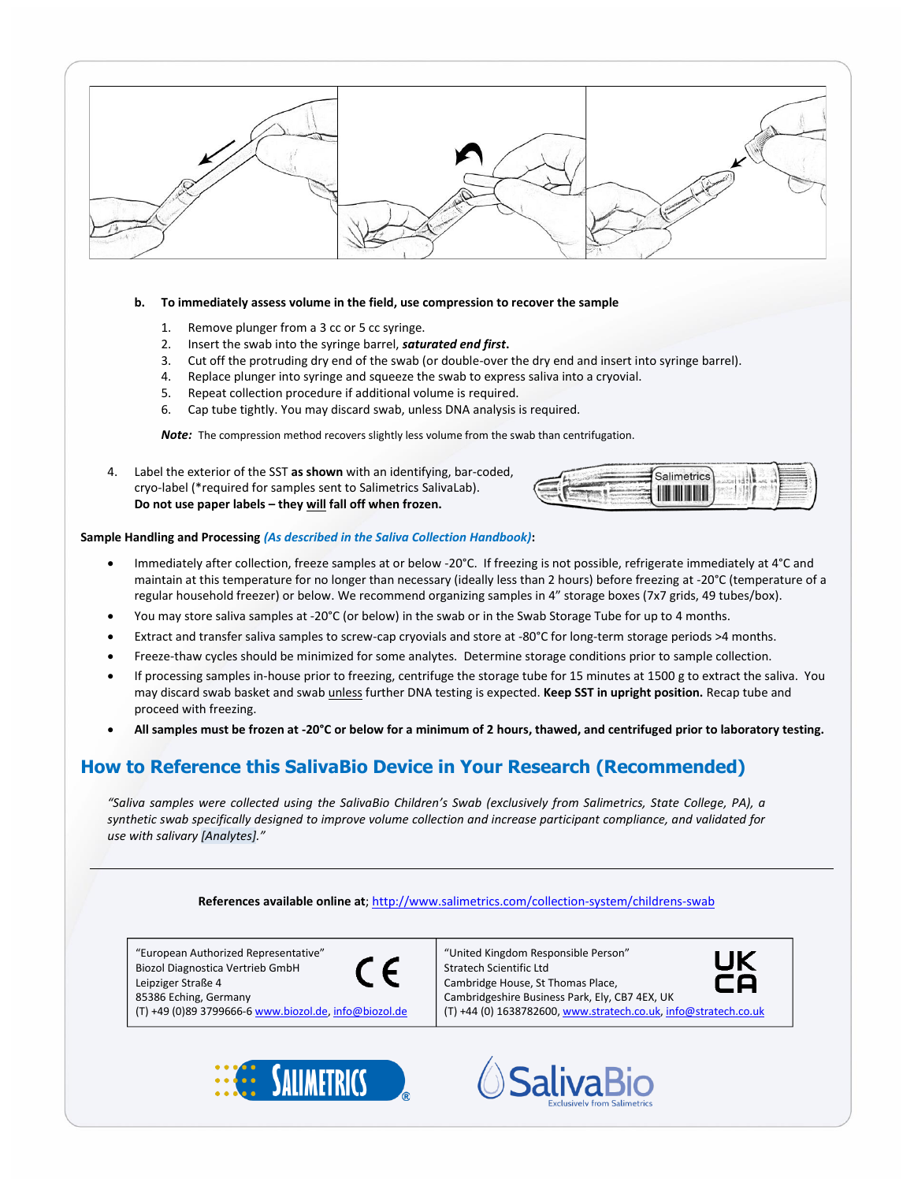b. **To immediately assess volume in the field, use compression to recover the sample**

1. Remove plunger from a 3 cc or 5 cc syringe.
2. Insert the swab into the syringe barrel, ***saturated end first***.
3. Cut off the protruding dry end of the swab (or double-over the dry end and insert into syringe barrel).
4. Replace plunger into syringe and squeeze the swab to express saliva into a cryovial.
5. Repeat collection procedure if additional volume is required.
6. Cap tube tightly. You may discard swab, unless DNA analysis is required.

***Note:*** The compression method recovers slightly less volume from the swab than centrifugation.

4. Label the exterior of the SST **as shown** with an identifying, bar-coded, cryo-label (*required for samples sent to Salimetrics SalivaLab). **Do not use paper labels – they will fall off when frozen.**

**Sample Handling and Processing** ***(As described in the Saliva Collection Handbook)*****:**

- Immediately after collection, freeze samples at or below -20°C. If freezing is not possible, refrigerate immediately at 4°C and maintain at this temperature for no longer than necessary (ideally less than 2 hours) before freezing at -20°C (temperature of a regular household freezer) or below. We recommend organizing samples in 4" storage boxes (7x7 grids, 49 tubes/box).
- You may store saliva samples at -20°C (or below) in the swab or in the Swab Storage Tube for up to 4 months.
- Extract and transfer saliva samples to screw-cap cryovials and store at -80°C for long-term storage periods >4 months.
- Freeze-thaw cycles should be minimized for some analytes. Determine storage conditions prior to sample collection.
- If processing samples in-house prior to freezing, centrifuge the storage tube for 15 minutes at 1500 g to extract the saliva. You may discard swab basket and swab unless further DNA testing is expected. **Keep SST in upright position.** Recap tube and proceed with freezing.
- **All samples must be frozen at -20°C or below for a minimum of 2 hours, thawed, and centrifuged prior to laboratory testing.**

## How to Reference this SalivaBio Device in Your Research (Recommended)

*"Saliva samples were collected using the SalivaBio Children's Swab (exclusively from Salimetrics, State College, PA), a synthetic swab specifically designed to improve volume collection and increase participant compliance, and validated for use with salivary [Analytes]."*

**References available online at**; http://www.salimetrics.com/collection-system/childrens-swab

| | |
|---|---|
| "European Authorized Representative"<br>Biozol Diagnostica Vertrieb GmbH<br>Leipziger Straße 4<br>85386 Eching, Germany<br>(T) +49 (0)89 3799666-6 www.biozol.de, info@biozol.de | "United Kingdom Responsible Person"<br>Stratech Scientific Ltd<br>Cambridge House, St Thomas Place,<br>Cambridgeshire Business Park, Ely, CB7 4EX, UK<br>(T) +44 (0) 1638782600, www.stratech.co.uk, info@stratech.co.uk |

SALIMETRICS®

SalivaBio
Exclusively from Salimetrics